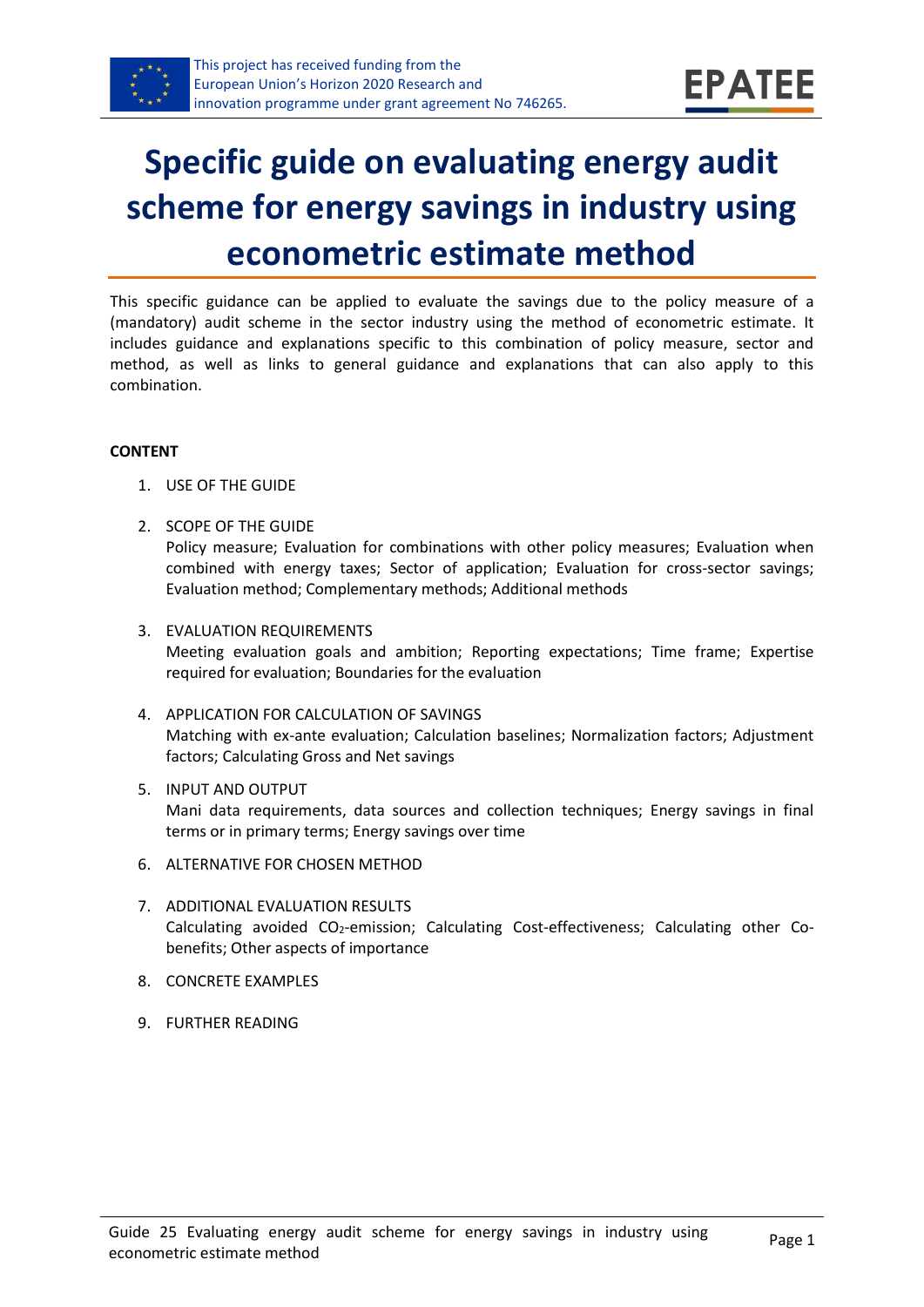This project has received funding from the European Union's Horizon 2020 Research and innovation programme under grant agreement No 746265.

# Specific guide on evaluating energy audit scheme for energy savings in industry using econometric estimate method

This specific guidance can be applied to evaluate the savings due to the policy measure of a (mandatory) audit scheme in the sector industry using the method of econometric estimate. It includes guidance and explanations specific to this combination of policy measure, sector and method, as well as links to general guidance and explanations that can also apply to this combination.

**CONTENT**

1. USE OF THE GUIDE
2. SCOPE OF THE GUIDE
   Policy measure; Evaluation for combinations with other policy measures; Evaluation when combined with energy taxes; Sector of application; Evaluation for cross-sector savings; Evaluation method; Complementary methods; Additional methods
3. EVALUATION REQUIREMENTS
   Meeting evaluation goals and ambition; Reporting expectations; Time frame; Expertise required for evaluation; Boundaries for the evaluation
4. APPLICATION FOR CALCULATION OF SAVINGS
   Matching with ex-ante evaluation; Calculation baselines; Normalization factors; Adjustment factors; Calculating Gross and Net savings
5. INPUT AND OUTPUT
   Mani data requirements, data sources and collection techniques; Energy savings in final terms or in primary terms; Energy savings over time
6. ALTERNATIVE FOR CHOSEN METHOD
7. ADDITIONAL EVALUATION RESULTS
   Calculating avoided $CO_2$-emission; Calculating Cost-effectiveness; Calculating other Co-benefits; Other aspects of importance
8. CONCRETE EXAMPLES
9. FURTHER READING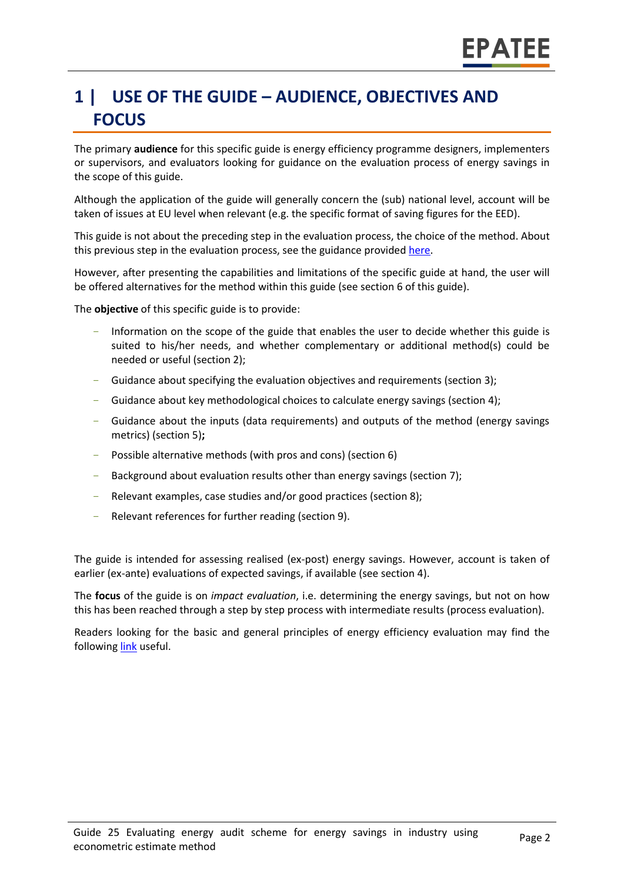# 1 | USE OF THE GUIDE – AUDIENCE, OBJECTIVES AND FOCUS

The primary **audience** for this specific guide is energy efficiency programme designers, implementers or supervisors, and evaluators looking for guidance on the evaluation process of energy savings in the scope of this guide.

Although the application of the guide will generally concern the (sub) national level, account will be taken of issues at EU level when relevant (e.g. the specific format of saving figures for the EED).

This guide is not about the preceding step in the evaluation process, the choice of the method. About this previous step in the evaluation process, see the guidance provided here.

However, after presenting the capabilities and limitations of the specific guide at hand, the user will be offered alternatives for the method within this guide (see section 6 of this guide).

The **objective** of this specific guide is to provide:

- Information on the scope of the guide that enables the user to decide whether this guide is suited to his/her needs, and whether complementary or additional method(s) could be needed or useful (section 2);
- Guidance about specifying the evaluation objectives and requirements (section 3);
- Guidance about key methodological choices to calculate energy savings (section 4);
- Guidance about the inputs (data requirements) and outputs of the method (energy savings metrics) (section 5)**;**
- Possible alternative methods (with pros and cons) (section 6)
- Background about evaluation results other than energy savings (section 7);
- Relevant examples, case studies and/or good practices (section 8);
- Relevant references for further reading (section 9).

The guide is intended for assessing realised (ex-post) energy savings. However, account is taken of earlier (ex-ante) evaluations of expected savings, if available (see section 4).

The **focus** of the guide is on *impact evaluation*, i.e. determining the energy savings, but not on how this has been reached through a step by step process with intermediate results (process evaluation).

Readers looking for the basic and general principles of energy efficiency evaluation may find the following link useful.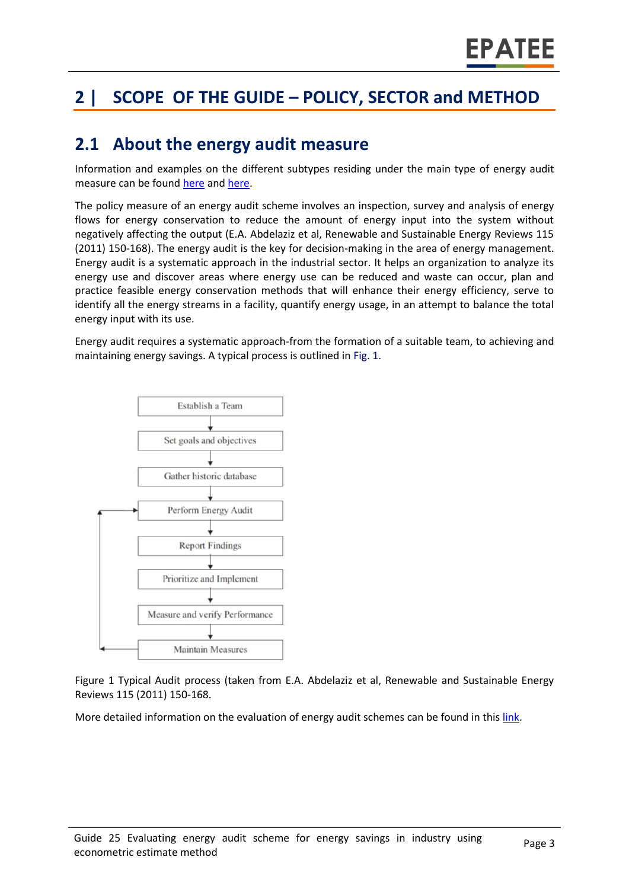# 2 | SCOPE OF THE GUIDE – POLICY, SECTOR and METHOD

## 2.1 About the energy audit measure

Information and examples on the different subtypes residing under the main type of energy audit measure can be found here and here.

The policy measure of an energy audit scheme involves an inspection, survey and analysis of energy flows for energy conservation to reduce the amount of energy input into the system without negatively affecting the output (E.A. Abdelaziz et al, Renewable and Sustainable Energy Reviews 115 (2011) 150-168). The energy audit is the key for decision-making in the area of energy management. Energy audit is a systematic approach in the industrial sector. It helps an organization to analyze its energy use and discover areas where energy use can be reduced and waste can occur, plan and practice feasible energy conservation methods that will enhance their energy efficiency, serve to identify all the energy streams in a facility, quantify energy usage, in an attempt to balance the total energy input with its use.

Energy audit requires a systematic approach-from the formation of a suitable team, to achieving and maintaining energy savings. A typical process is outlined in Fig. 1.

Establish a Team
↓
Set goals and objectives
↓
Gather historic database
↓
Perform Energy Audit
↓
Report Findings
↓
Prioritize and Implement
↓
Measure and verify Performance
↓
Maintain Measures
(loop back to Perform Energy Audit)

Figure 1 Typical Audit process (taken from E.A. Abdelaziz et al, Renewable and Sustainable Energy Reviews 115 (2011) 150-168.

More detailed information on the evaluation of energy audit schemes can be found in this link.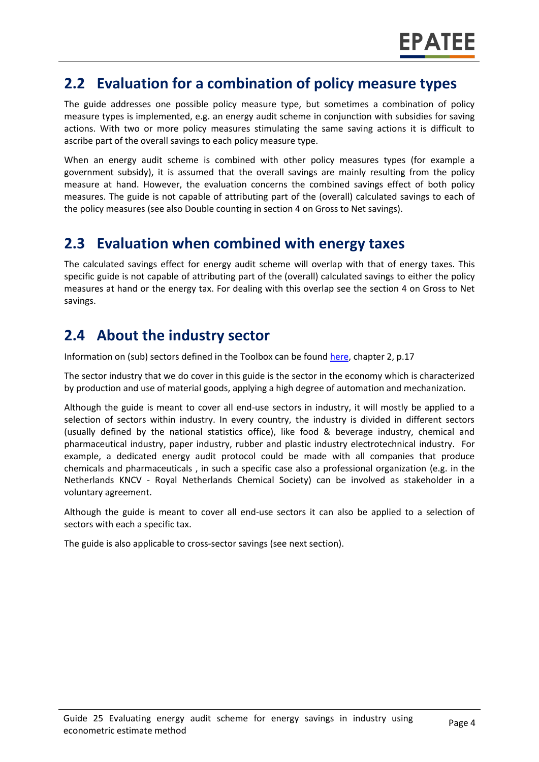## 2.2 Evaluation for a combination of policy measure types

The guide addresses one possible policy measure type, but sometimes a combination of policy measure types is implemented, e.g. an energy audit scheme in conjunction with subsidies for saving actions. With two or more policy measures stimulating the same saving actions it is difficult to ascribe part of the overall savings to each policy measure type.

When an energy audit scheme is combined with other policy measures types (for example a government subsidy), it is assumed that the overall savings are mainly resulting from the policy measure at hand. However, the evaluation concerns the combined savings effect of both policy measures. The guide is not capable of attributing part of the (overall) calculated savings to each of the policy measures (see also Double counting in section 4 on Gross to Net savings).

## 2.3 Evaluation when combined with energy taxes

The calculated savings effect for energy audit scheme will overlap with that of energy taxes. This specific guide is not capable of attributing part of the (overall) calculated savings to either the policy measures at hand or the energy tax. For dealing with this overlap see the section 4 on Gross to Net savings.

## 2.4 About the industry sector

Information on (sub) sectors defined in the Toolbox can be found here, chapter 2, p.17

The sector industry that we do cover in this guide is the sector in the economy which is characterized by production and use of material goods, applying a high degree of automation and mechanization.

Although the guide is meant to cover all end-use sectors in industry, it will mostly be applied to a selection of sectors within industry. In every country, the industry is divided in different sectors (usually defined by the national statistics office), like food & beverage industry, chemical and pharmaceutical industry, paper industry, rubber and plastic industry electrotechnical industry. For example, a dedicated energy audit protocol could be made with all companies that produce chemicals and pharmaceuticals , in such a specific case also a professional organization (e.g. in the Netherlands KNCV - Royal Netherlands Chemical Society) can be involved as stakeholder in a voluntary agreement.

Although the guide is meant to cover all end-use sectors it can also be applied to a selection of sectors with each a specific tax.

The guide is also applicable to cross-sector savings (see next section).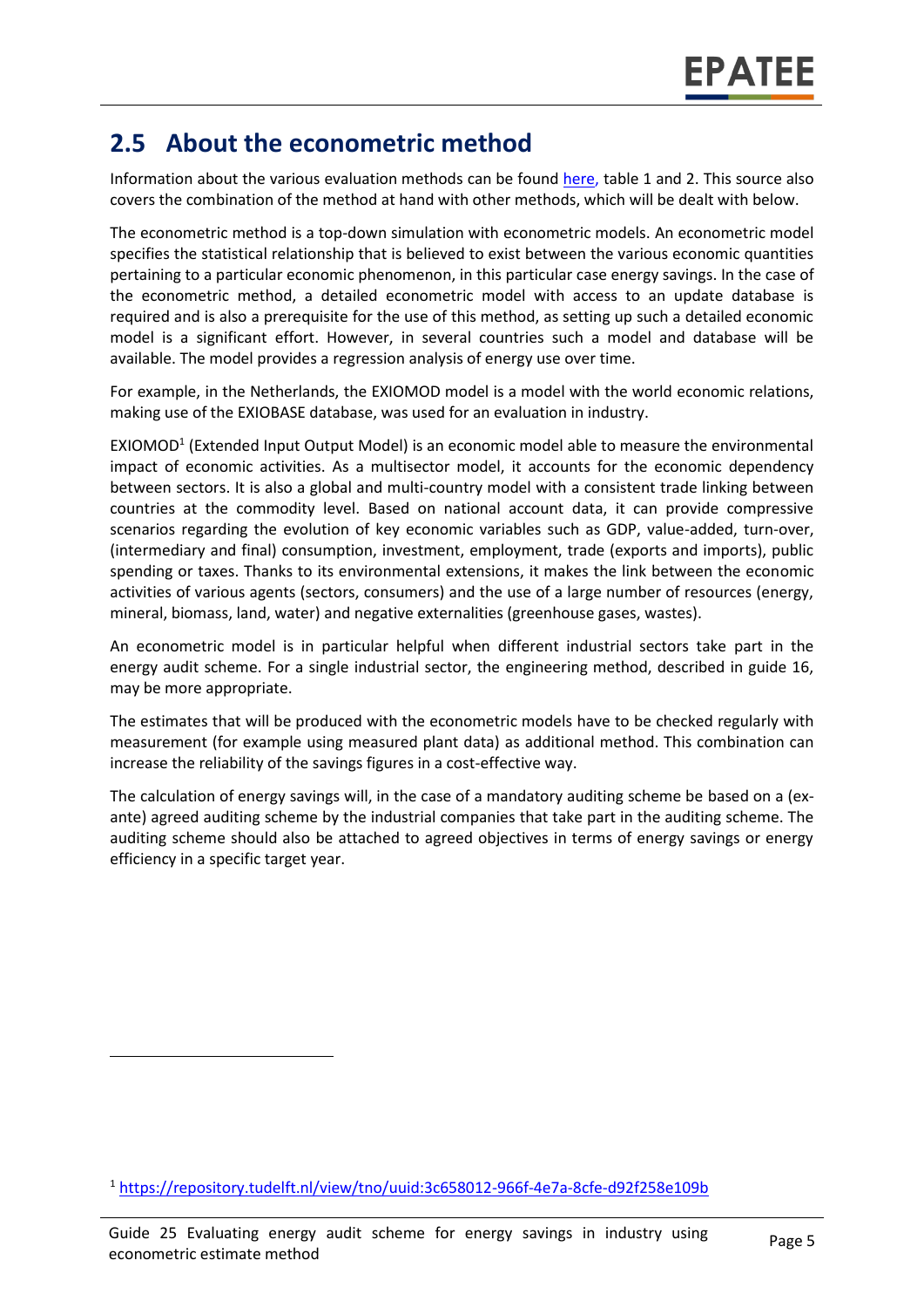## 2.5 About the econometric method

Information about the various evaluation methods can be found here, table 1 and 2. This source also covers the combination of the method at hand with other methods, which will be dealt with below.

The econometric method is a top-down simulation with econometric models. An econometric model specifies the statistical relationship that is believed to exist between the various economic quantities pertaining to a particular economic phenomenon, in this particular case energy savings. In the case of the econometric method, a detailed econometric model with access to an update database is required and is also a prerequisite for the use of this method, as setting up such a detailed economic model is a significant effort. However, in several countries such a model and database will be available. The model provides a regression analysis of energy use over time.

For example, in the Netherlands, the EXIOMOD model is a model with the world economic relations, making use of the EXIOBASE database, was used for an evaluation in industry.

EXIOMOD[1] (Extended Input Output Model) is an economic model able to measure the environmental impact of economic activities. As a multisector model, it accounts for the economic dependency between sectors. It is also a global and multi-country model with a consistent trade linking between countries at the commodity level. Based on national account data, it can provide compressive scenarios regarding the evolution of key economic variables such as GDP, value-added, turn-over, (intermediary and final) consumption, investment, employment, trade (exports and imports), public spending or taxes. Thanks to its environmental extensions, it makes the link between the economic activities of various agents (sectors, consumers) and the use of a large number of resources (energy, mineral, biomass, land, water) and negative externalities (greenhouse gases, wastes).

An econometric model is in particular helpful when different industrial sectors take part in the energy audit scheme. For a single industrial sector, the engineering method, described in guide 16, may be more appropriate.

The estimates that will be produced with the econometric models have to be checked regularly with measurement (for example using measured plant data) as additional method. This combination can increase the reliability of the savings figures in a cost-effective way.

The calculation of energy savings will, in the case of a mandatory auditing scheme be based on a (ex-ante) agreed auditing scheme by the industrial companies that take part in the auditing scheme. The auditing scheme should also be attached to agreed objectives in terms of energy savings or energy efficiency in a specific target year.

[1] https://repository.tudelft.nl/view/tno/uuid:3c658012-966f-4e7a-8cfe-d92f258e109b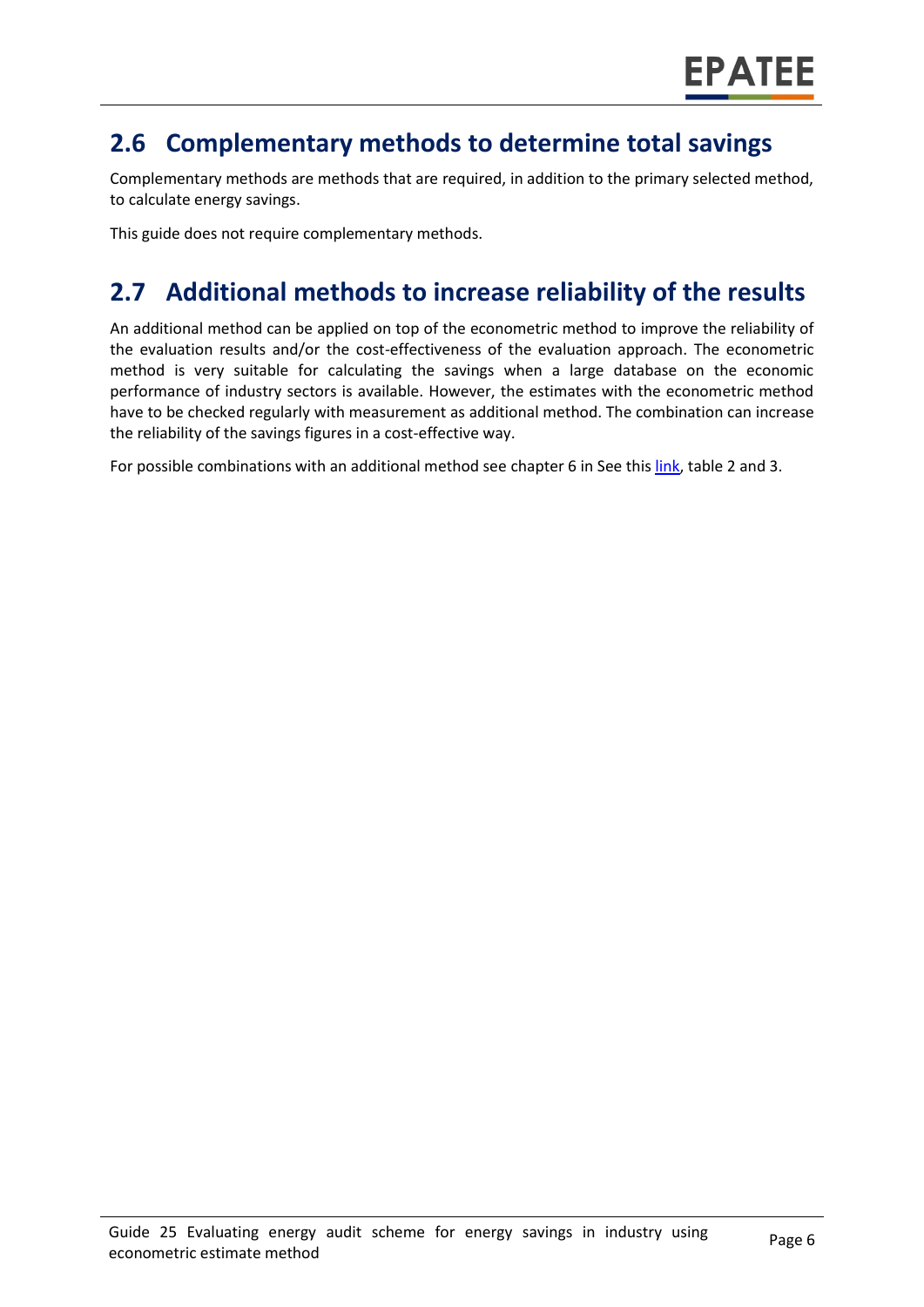## 2.6 Complementary methods to determine total savings

Complementary methods are methods that are required, in addition to the primary selected method, to calculate energy savings.

This guide does not require complementary methods.

## 2.7 Additional methods to increase reliability of the results

An additional method can be applied on top of the econometric method to improve the reliability of the evaluation results and/or the cost-effectiveness of the evaluation approach. The econometric method is very suitable for calculating the savings when a large database on the economic performance of industry sectors is available. However, the estimates with the econometric method have to be checked regularly with measurement as additional method. The combination can increase the reliability of the savings figures in a cost-effective way.

For possible combinations with an additional method see chapter 6 in See this link, table 2 and 3.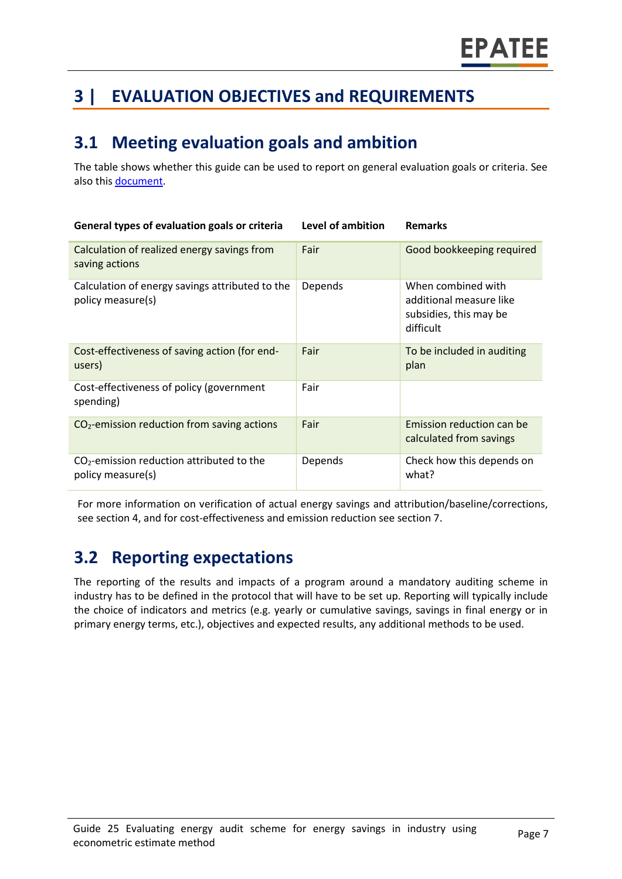# 3 | EVALUATION OBJECTIVES and REQUIREMENTS

## 3.1 Meeting evaluation goals and ambition

The table shows whether this guide can be used to report on general evaluation goals or criteria. See also this [document](document).

| General types of evaluation goals or criteria | Level of ambition | Remarks |
| --- | --- | --- |
| Calculation of realized energy savings from saving actions | Fair | Good bookkeeping required |
| Calculation of energy savings attributed to the policy measure(s) | Depends | When combined with additional measure like subsidies, this may be difficult |
| Cost-effectiveness of saving action (for end-users) | Fair | To be included in auditing plan |
| Cost-effectiveness of policy (government spending) | Fair | |
| $CO_2$-emission reduction from saving actions | Fair | Emission reduction can be calculated from savings |
| $CO_2$-emission reduction attributed to the policy measure(s) | Depends | Check how this depends on what? |

For more information on verification of actual energy savings and attribution/baseline/corrections, see section 4, and for cost-effectiveness and emission reduction see section 7.

## 3.2 Reporting expectations

The reporting of the results and impacts of a program around a mandatory auditing scheme in industry has to be defined in the protocol that will have to be set up. Reporting will typically include the choice of indicators and metrics (e.g. yearly or cumulative savings, savings in final energy or in primary energy terms, etc.), objectives and expected results, any additional methods to be used.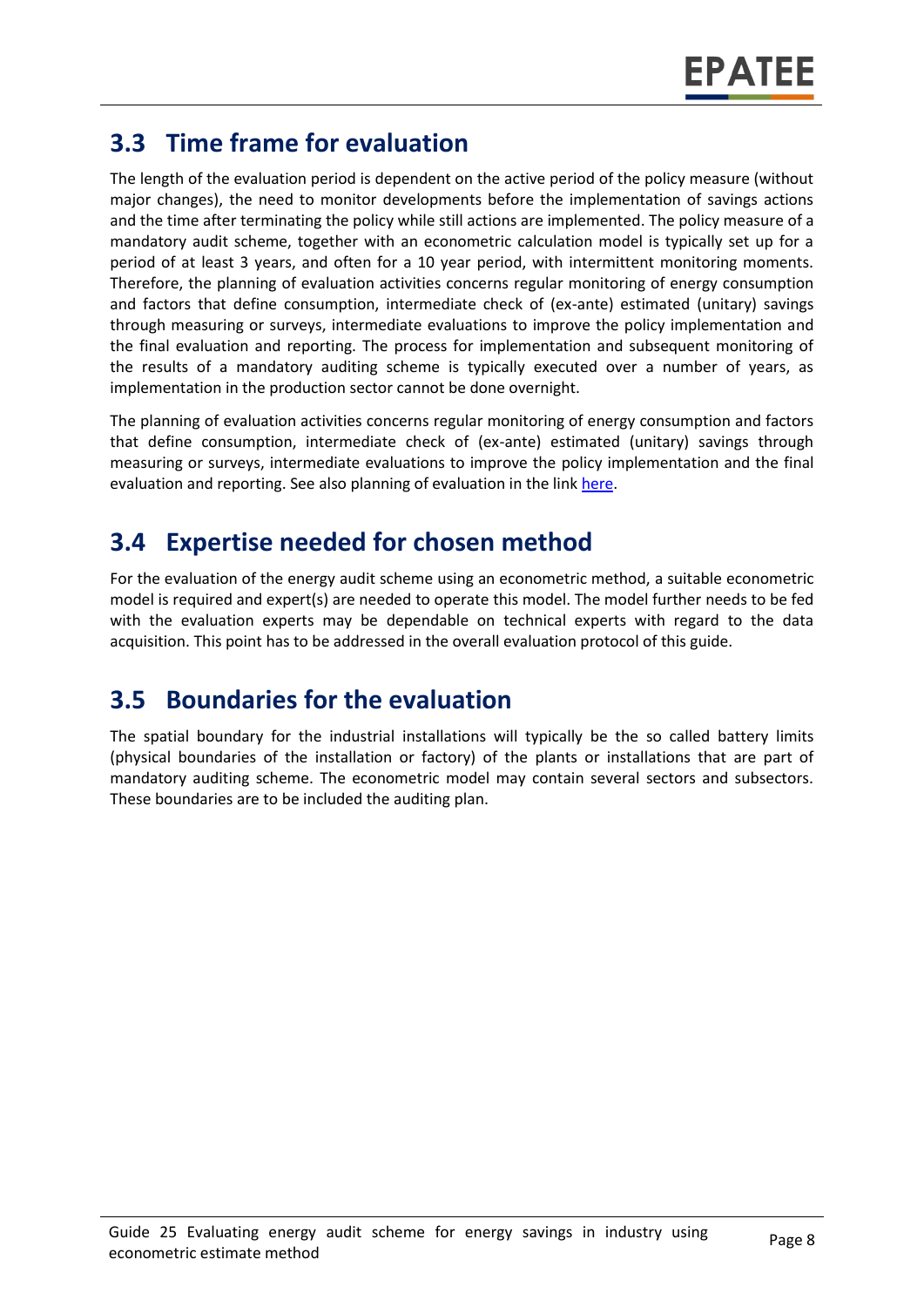## 3.3 Time frame for evaluation

The length of the evaluation period is dependent on the active period of the policy measure (without major changes), the need to monitor developments before the implementation of savings actions and the time after terminating the policy while still actions are implemented. The policy measure of a mandatory audit scheme, together with an econometric calculation model is typically set up for a period of at least 3 years, and often for a 10 year period, with intermittent monitoring moments. Therefore, the planning of evaluation activities concerns regular monitoring of energy consumption and factors that define consumption, intermediate check of (ex-ante) estimated (unitary) savings through measuring or surveys, intermediate evaluations to improve the policy implementation and the final evaluation and reporting. The process for implementation and subsequent monitoring of the results of a mandatory auditing scheme is typically executed over a number of years, as implementation in the production sector cannot be done overnight.

The planning of evaluation activities concerns regular monitoring of energy consumption and factors that define consumption, intermediate check of (ex-ante) estimated (unitary) savings through measuring or surveys, intermediate evaluations to improve the policy implementation and the final evaluation and reporting. See also planning of evaluation in the link here.

## 3.4 Expertise needed for chosen method

For the evaluation of the energy audit scheme using an econometric method, a suitable econometric model is required and expert(s) are needed to operate this model. The model further needs to be fed with the evaluation experts may be dependable on technical experts with regard to the data acquisition. This point has to be addressed in the overall evaluation protocol of this guide.

## 3.5 Boundaries for the evaluation

The spatial boundary for the industrial installations will typically be the so called battery limits (physical boundaries of the installation or factory) of the plants or installations that are part of mandatory auditing scheme. The econometric model may contain several sectors and subsectors. These boundaries are to be included the auditing plan.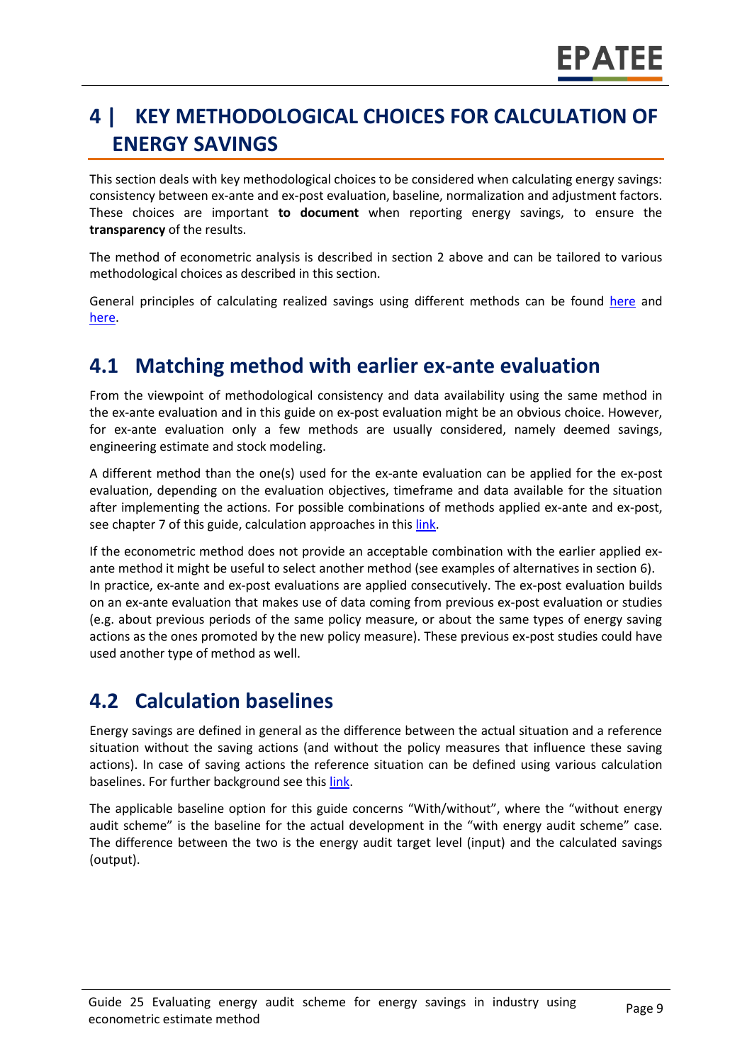# 4 | KEY METHODOLOGICAL CHOICES FOR CALCULATION OF ENERGY SAVINGS

This section deals with key methodological choices to be considered when calculating energy savings: consistency between ex-ante and ex-post evaluation, baseline, normalization and adjustment factors. These choices are important **to document** when reporting energy savings, to ensure the **transparency** of the results.

The method of econometric analysis is described in section 2 above and can be tailored to various methodological choices as described in this section.

General principles of calculating realized savings using different methods can be found here and here.

## 4.1 Matching method with earlier ex-ante evaluation

From the viewpoint of methodological consistency and data availability using the same method in the ex-ante evaluation and in this guide on ex-post evaluation might be an obvious choice. However, for ex-ante evaluation only a few methods are usually considered, namely deemed savings, engineering estimate and stock modeling.

A different method than the one(s) used for the ex-ante evaluation can be applied for the ex-post evaluation, depending on the evaluation objectives, timeframe and data available for the situation after implementing the actions. For possible combinations of methods applied ex-ante and ex-post, see chapter 7 of this guide, calculation approaches in this link.

If the econometric method does not provide an acceptable combination with the earlier applied ex-ante method it might be useful to select another method (see examples of alternatives in section 6). In practice, ex-ante and ex-post evaluations are applied consecutively. The ex-post evaluation builds on an ex-ante evaluation that makes use of data coming from previous ex-post evaluation or studies (e.g. about previous periods of the same policy measure, or about the same types of energy saving actions as the ones promoted by the new policy measure). These previous ex-post studies could have used another type of method as well.

## 4.2 Calculation baselines

Energy savings are defined in general as the difference between the actual situation and a reference situation without the saving actions (and without the policy measures that influence these saving actions). In case of saving actions the reference situation can be defined using various calculation baselines. For further background see this link.

The applicable baseline option for this guide concerns "With/without", where the "without energy audit scheme" is the baseline for the actual development in the "with energy audit scheme" case. The difference between the two is the energy audit target level (input) and the calculated savings (output).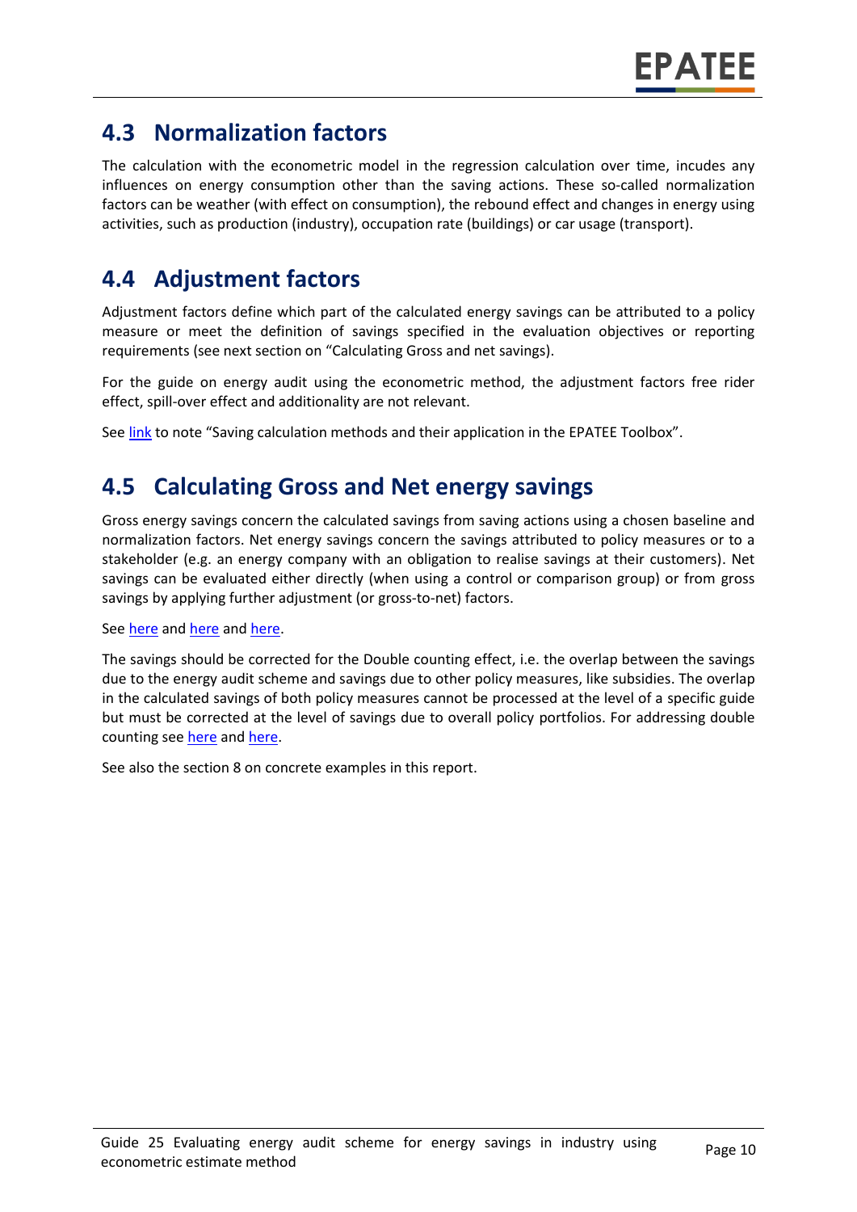## 4.3 Normalization factors

The calculation with the econometric model in the regression calculation over time, incudes any influences on energy consumption other than the saving actions. These so-called normalization factors can be weather (with effect on consumption), the rebound effect and changes in energy using activities, such as production (industry), occupation rate (buildings) or car usage (transport).

## 4.4 Adjustment factors

Adjustment factors define which part of the calculated energy savings can be attributed to a policy measure or meet the definition of savings specified in the evaluation objectives or reporting requirements (see next section on "Calculating Gross and net savings).

For the guide on energy audit using the econometric method, the adjustment factors free rider effect, spill-over effect and additionality are not relevant.

See link to note "Saving calculation methods and their application in the EPATEE Toolbox".

## 4.5 Calculating Gross and Net energy savings

Gross energy savings concern the calculated savings from saving actions using a chosen baseline and normalization factors. Net energy savings concern the savings attributed to policy measures or to a stakeholder (e.g. an energy company with an obligation to realise savings at their customers). Net savings can be evaluated either directly (when using a control or comparison group) or from gross savings by applying further adjustment (or gross-to-net) factors.

See here and here and here.

The savings should be corrected for the Double counting effect, i.e. the overlap between the savings due to the energy audit scheme and savings due to other policy measures, like subsidies. The overlap in the calculated savings of both policy measures cannot be processed at the level of a specific guide but must be corrected at the level of savings due to overall policy portfolios. For addressing double counting see here and here.

See also the section 8 on concrete examples in this report.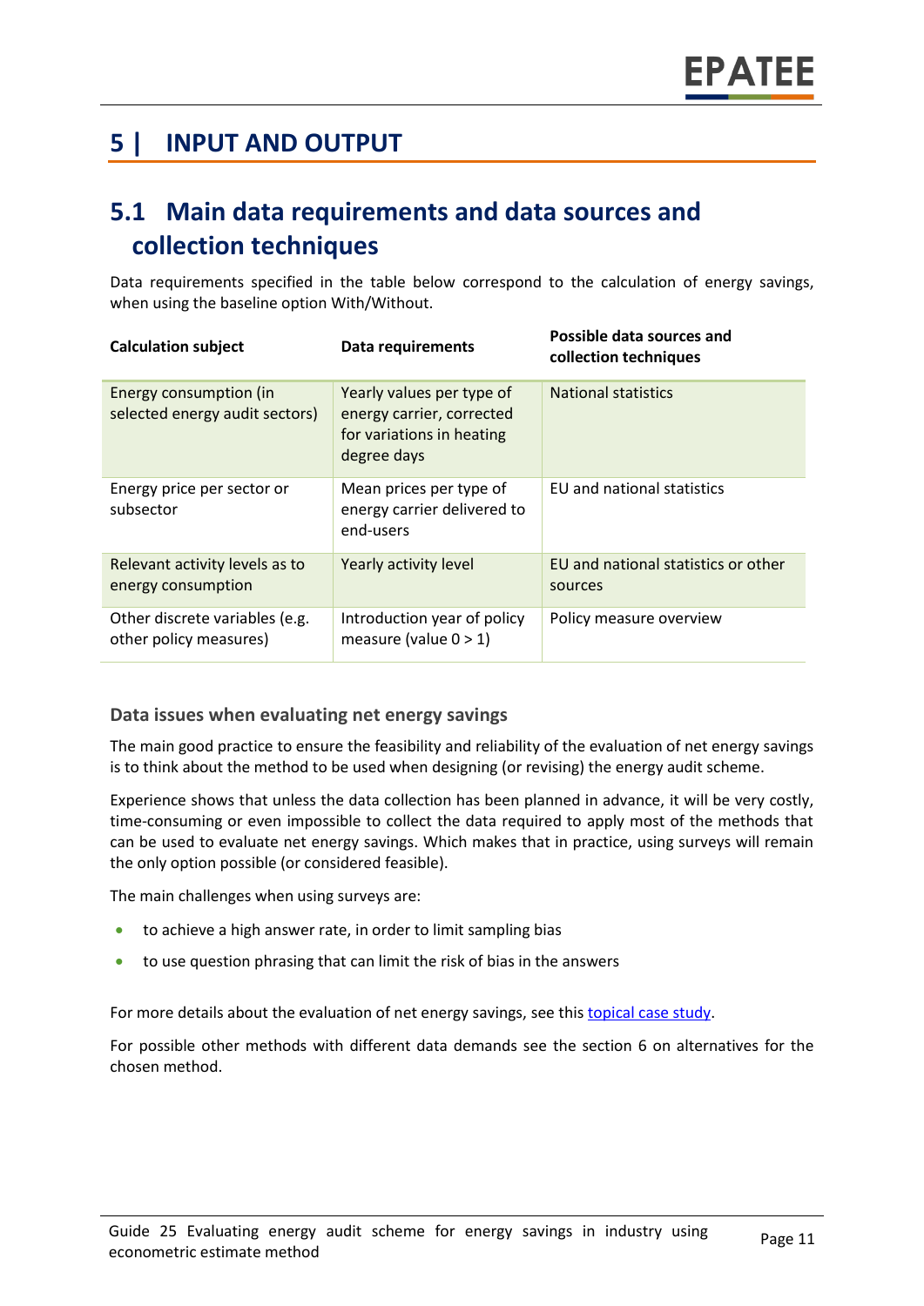# 5 | INPUT AND OUTPUT

## 5.1 Main data requirements and data sources and collection techniques

Data requirements specified in the table below correspond to the calculation of energy savings, when using the baseline option With/Without.

| Calculation subject | Data requirements | Possible data sources and collection techniques |
|---|---|---|
| Energy consumption (in selected energy audit sectors) | Yearly values per type of energy carrier, corrected for variations in heating degree days | National statistics |
| Energy price per sector or subsector | Mean prices per type of energy carrier delivered to end-users | EU and national statistics |
| Relevant activity levels as to energy consumption | Yearly activity level | EU and national statistics or other sources |
| Other discrete variables (e.g. other policy measures) | Introduction year of policy measure (value 0 > 1) | Policy measure overview |

### Data issues when evaluating net energy savings

The main good practice to ensure the feasibility and reliability of the evaluation of net energy savings is to think about the method to be used when designing (or revising) the energy audit scheme.

Experience shows that unless the data collection has been planned in advance, it will be very costly, time-consuming or even impossible to collect the data required to apply most of the methods that can be used to evaluate net energy savings. Which makes that in practice, using surveys will remain the only option possible (or considered feasible).

The main challenges when using surveys are:

- to achieve a high answer rate, in order to limit sampling bias
- to use question phrasing that can limit the risk of bias in the answers

For more details about the evaluation of net energy savings, see this topical case study.

For possible other methods with different data demands see the section 6 on alternatives for the chosen method.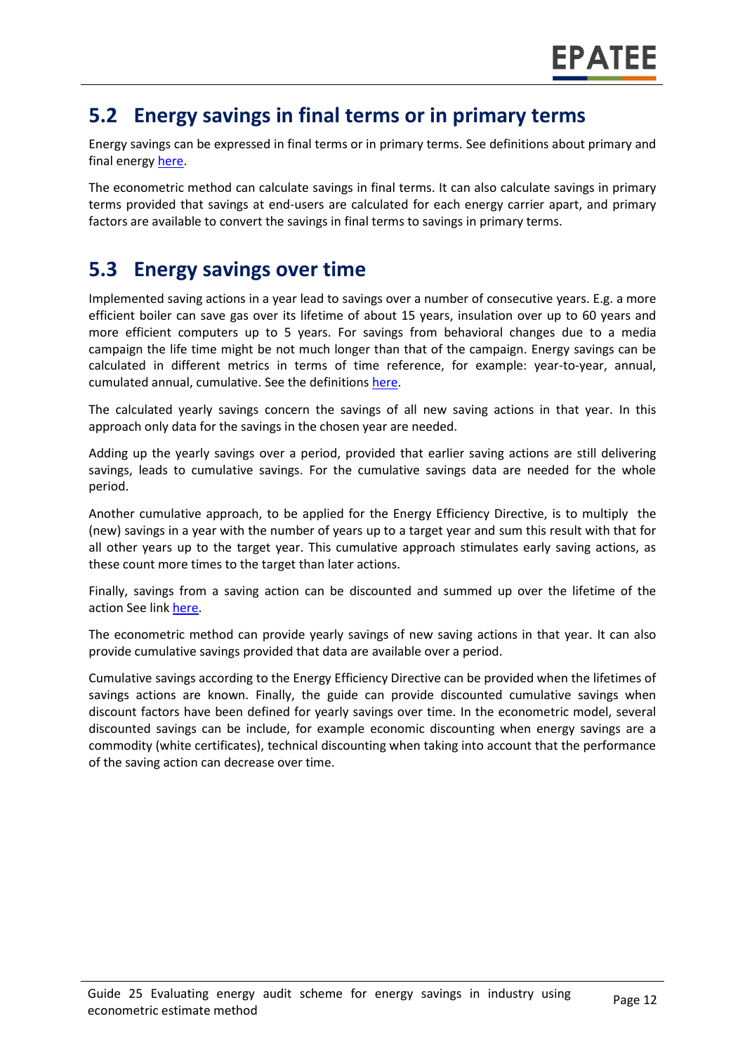## 5.2 Energy savings in final terms or in primary terms

Energy savings can be expressed in final terms or in primary terms. See definitions about primary and final energy here.

The econometric method can calculate savings in final terms. It can also calculate savings in primary terms provided that savings at end-users are calculated for each energy carrier apart, and primary factors are available to convert the savings in final terms to savings in primary terms.

## 5.3 Energy savings over time

Implemented saving actions in a year lead to savings over a number of consecutive years. E.g. a more efficient boiler can save gas over its lifetime of about 15 years, insulation over up to 60 years and more efficient computers up to 5 years. For savings from behavioral changes due to a media campaign the life time might be not much longer than that of the campaign. Energy savings can be calculated in different metrics in terms of time reference, for example: year-to-year, annual, cumulated annual, cumulative. See the definitions here.

The calculated yearly savings concern the savings of all new saving actions in that year. In this approach only data for the savings in the chosen year are needed.

Adding up the yearly savings over a period, provided that earlier saving actions are still delivering savings, leads to cumulative savings. For the cumulative savings data are needed for the whole period.

Another cumulative approach, to be applied for the Energy Efficiency Directive, is to multiply the (new) savings in a year with the number of years up to a target year and sum this result with that for all other years up to the target year. This cumulative approach stimulates early saving actions, as these count more times to the target than later actions.

Finally, savings from a saving action can be discounted and summed up over the lifetime of the action See link here.

The econometric method can provide yearly savings of new saving actions in that year. It can also provide cumulative savings provided that data are available over a period.

Cumulative savings according to the Energy Efficiency Directive can be provided when the lifetimes of savings actions are known. Finally, the guide can provide discounted cumulative savings when discount factors have been defined for yearly savings over time. In the econometric model, several discounted savings can be include, for example economic discounting when energy savings are a commodity (white certificates), technical discounting when taking into account that the performance of the saving action can decrease over time.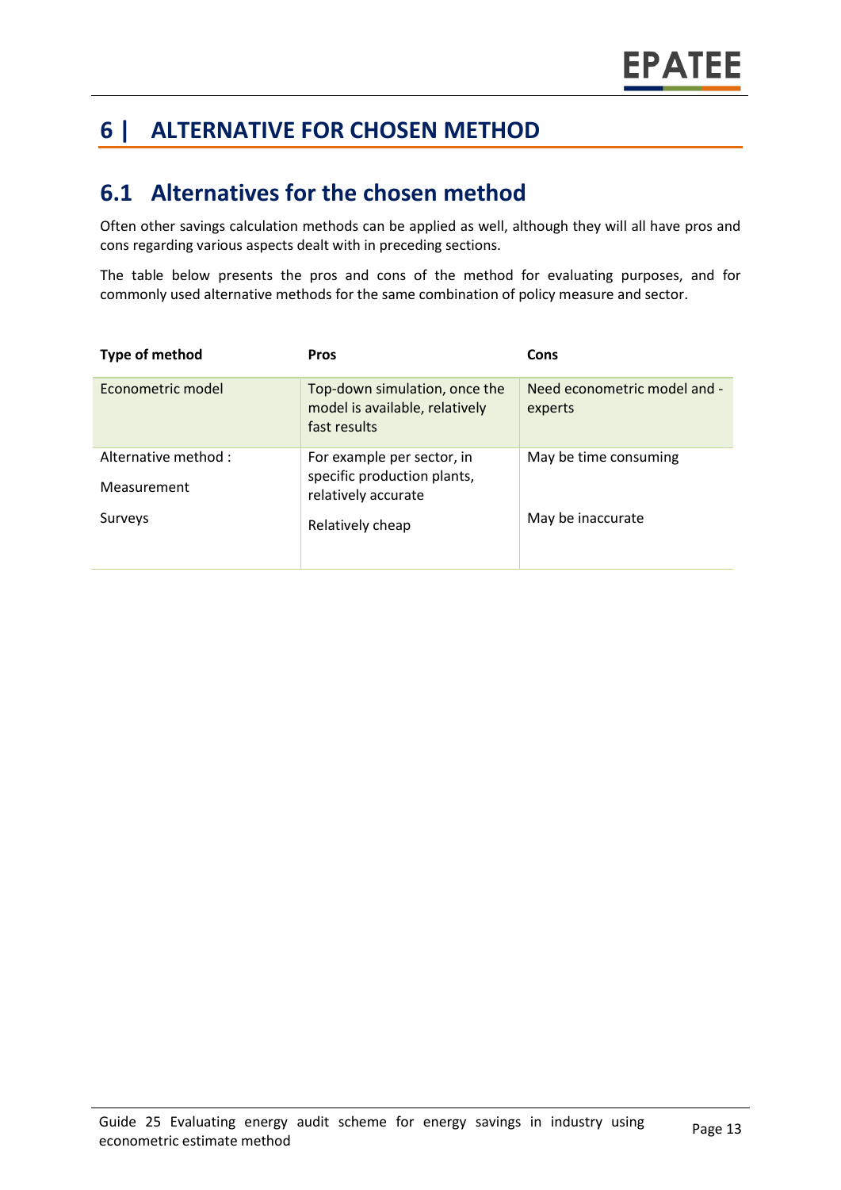# 6 | ALTERNATIVE FOR CHOSEN METHOD

## 6.1 Alternatives for the chosen method

Often other savings calculation methods can be applied as well, although they will all have pros and cons regarding various aspects dealt with in preceding sections.

The table below presents the pros and cons of the method for evaluating purposes, and for commonly used alternative methods for the same combination of policy measure and sector.

| Type of method | Pros | Cons |
|---|---|---|
| Econometric model | Top-down simulation, once the model is available, relatively fast results | Need econometric model and - experts |
| Alternative method :<br>Measurement<br>Surveys | For example per sector, in specific production plants, relatively accurate<br>Relatively cheap | May be time consuming<br>May be inaccurate |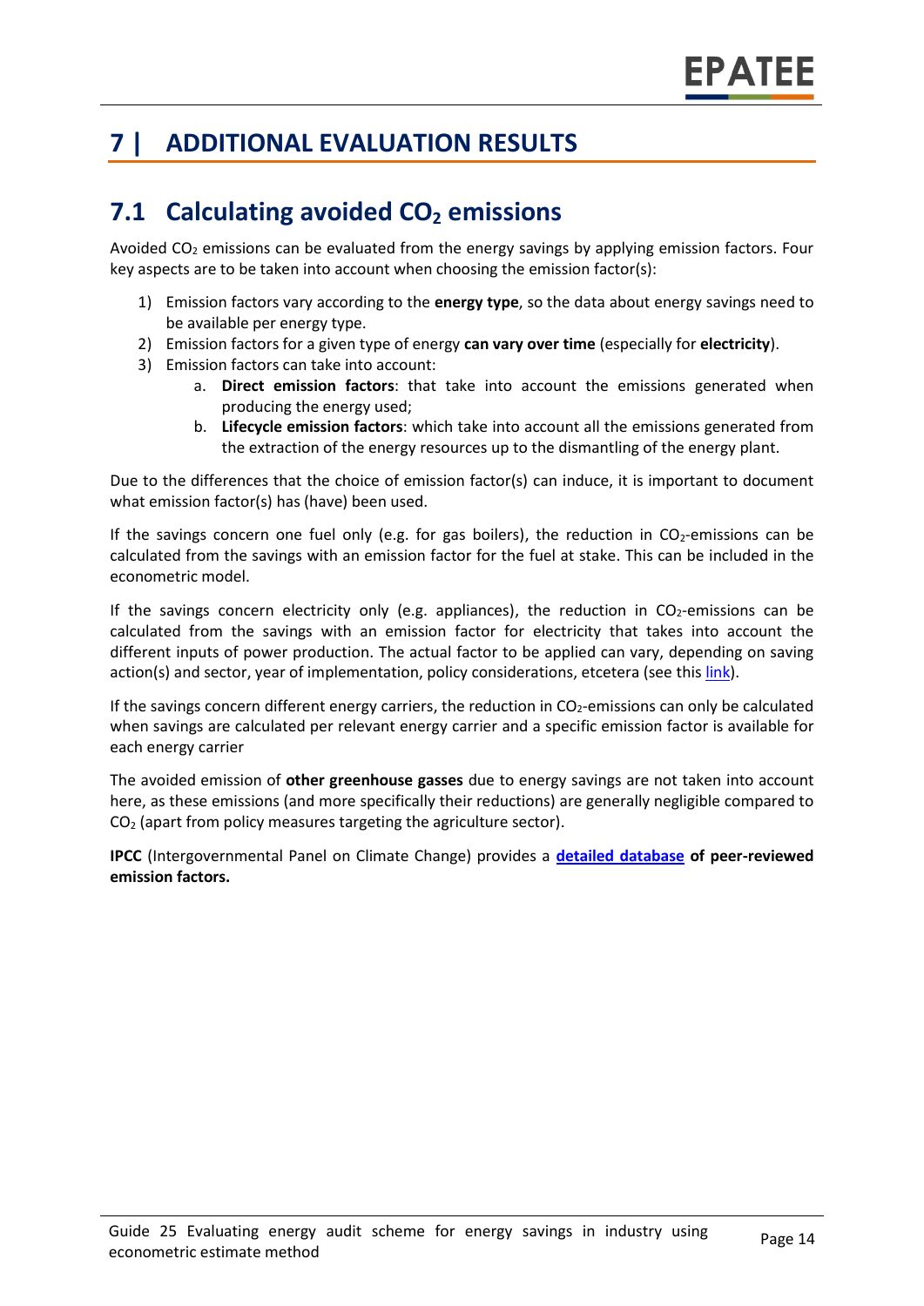# 7 | ADDITIONAL EVALUATION RESULTS

## 7.1 Calculating avoided $CO_2$ emissions

Avoided $CO_2$ emissions can be evaluated from the energy savings by applying emission factors. Four key aspects are to be taken into account when choosing the emission factor(s):

1) Emission factors vary according to the **energy type**, so the data about energy savings need to be available per energy type.
2) Emission factors for a given type of energy **can vary over time** (especially for **electricity**).
3) Emission factors can take into account:
    a. **Direct emission factors**: that take into account the emissions generated when producing the energy used;
    b. **Lifecycle emission factors**: which take into account all the emissions generated from the extraction of the energy resources up to the dismantling of the energy plant.

Due to the differences that the choice of emission factor(s) can induce, it is important to document what emission factor(s) has (have) been used.

If the savings concern one fuel only (e.g. for gas boilers), the reduction in $CO_2$-emissions can be calculated from the savings with an emission factor for the fuel at stake. This can be included in the econometric model.

If the savings concern electricity only (e.g. appliances), the reduction in $CO_2$-emissions can be calculated from the savings with an emission factor for electricity that takes into account the different inputs of power production. The actual factor to be applied can vary, depending on saving action(s) and sector, year of implementation, policy considerations, etcetera (see this link).

If the savings concern different energy carriers, the reduction in $CO_2$-emissions can only be calculated when savings are calculated per relevant energy carrier and a specific emission factor is available for each energy carrier

The avoided emission of **other greenhouse gasses** due to energy savings are not taken into account here, as these emissions (and more specifically their reductions) are generally negligible compared to $CO_2$ (apart from policy measures targeting the agriculture sector).

**IPCC** (Intergovernmental Panel on Climate Change) provides a **detailed database of peer-reviewed emission factors.**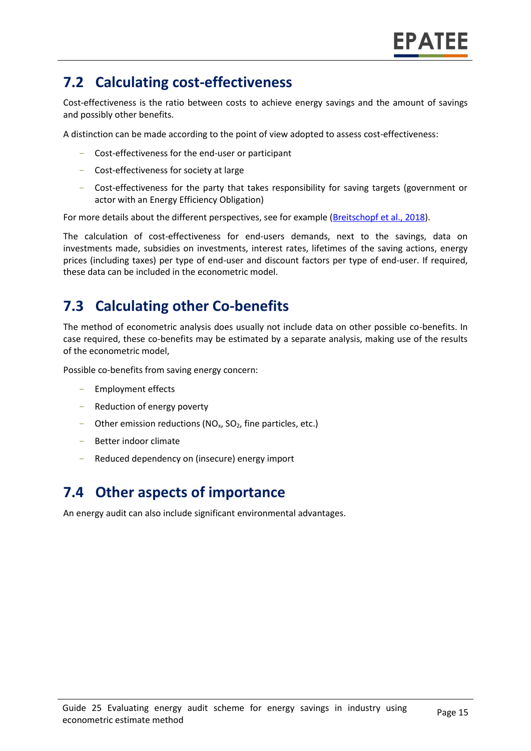## 7.2 Calculating cost-effectiveness

Cost-effectiveness is the ratio between costs to achieve energy savings and the amount of savings and possibly other benefits.

A distinction can be made according to the point of view adopted to assess cost-effectiveness:

- Cost-effectiveness for the end-user or participant
- Cost-effectiveness for society at large
- Cost-effectiveness for the party that takes responsibility for saving targets (government or actor with an Energy Efficiency Obligation)

For more details about the different perspectives, see for example (Breitschopf et al., 2018).

The calculation of cost-effectiveness for end-users demands, next to the savings, data on investments made, subsidies on investments, interest rates, lifetimes of the saving actions, energy prices (including taxes) per type of end-user and discount factors per type of end-user. If required, these data can be included in the econometric model.

## 7.3 Calculating other Co-benefits

The method of econometric analysis does usually not include data on other possible co-benefits. In case required, these co-benefits may be estimated by a separate analysis, making use of the results of the econometric model,

Possible co-benefits from saving energy concern:

- Employment effects
- Reduction of energy poverty
- Other emission reductions ($NO_x$, $SO_2$, fine particles, etc.)
- Better indoor climate
- Reduced dependency on (insecure) energy import

## 7.4 Other aspects of importance

An energy audit can also include significant environmental advantages.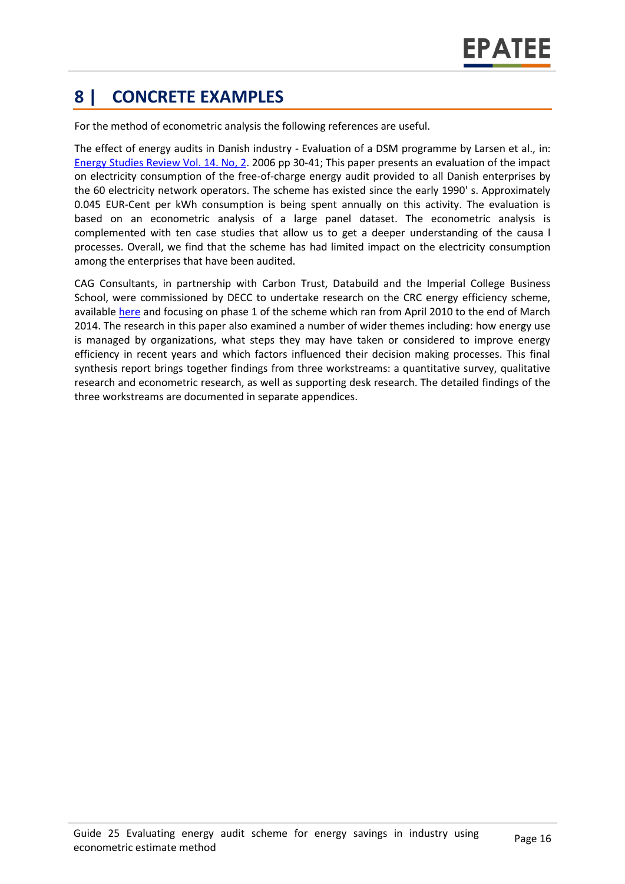# 8 | CONCRETE EXAMPLES

For the method of econometric analysis the following references are useful.

The effect of energy audits in Danish industry - Evaluation of a DSM programme by Larsen et al., in: Energy Studies Review Vol. 14. No, 2. 2006 pp 30-41; This paper presents an evaluation of the impact on electricity consumption of the free-of-charge energy audit provided to all Danish enterprises by the 60 electricity network operators. The scheme has existed since the early 1990' s. Approximately 0.045 EUR-Cent per kWh consumption is being spent annually on this activity. The evaluation is based on an econometric analysis of a large panel dataset. The econometric analysis is complemented with ten case studies that allow us to get a deeper understanding of the causa l processes. Overall, we find that the scheme has had limited impact on the electricity consumption among the enterprises that have been audited.

CAG Consultants, in partnership with Carbon Trust, Databuild and the Imperial College Business School, were commissioned by DECC to undertake research on the CRC energy efficiency scheme, available here and focusing on phase 1 of the scheme which ran from April 2010 to the end of March 2014. The research in this paper also examined a number of wider themes including: how energy use is managed by organizations, what steps they may have taken or considered to improve energy efficiency in recent years and which factors influenced their decision making processes. This final synthesis report brings together findings from three workstreams: a quantitative survey, qualitative research and econometric research, as well as supporting desk research. The detailed findings of the three workstreams are documented in separate appendices.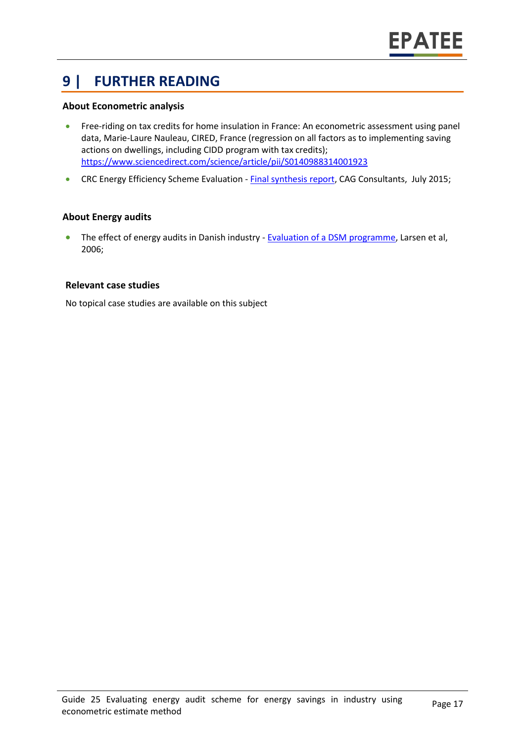# 9 | FURTHER READING

**About Econometric analysis**

- Free-riding on tax credits for home insulation in France: An econometric assessment using panel data, Marie-Laure Nauleau, CIRED, France (regression on all factors as to implementing saving actions on dwellings, including CIDD program with tax credits); https://www.sciencedirect.com/science/article/pii/S0140988314001923
- CRC Energy Efficiency Scheme Evaluation - Final synthesis report, CAG Consultants, July 2015;

**About Energy audits**

- The effect of energy audits in Danish industry - Evaluation of a DSM programme, Larsen et al, 2006;

**Relevant case studies**

No topical case studies are available on this subject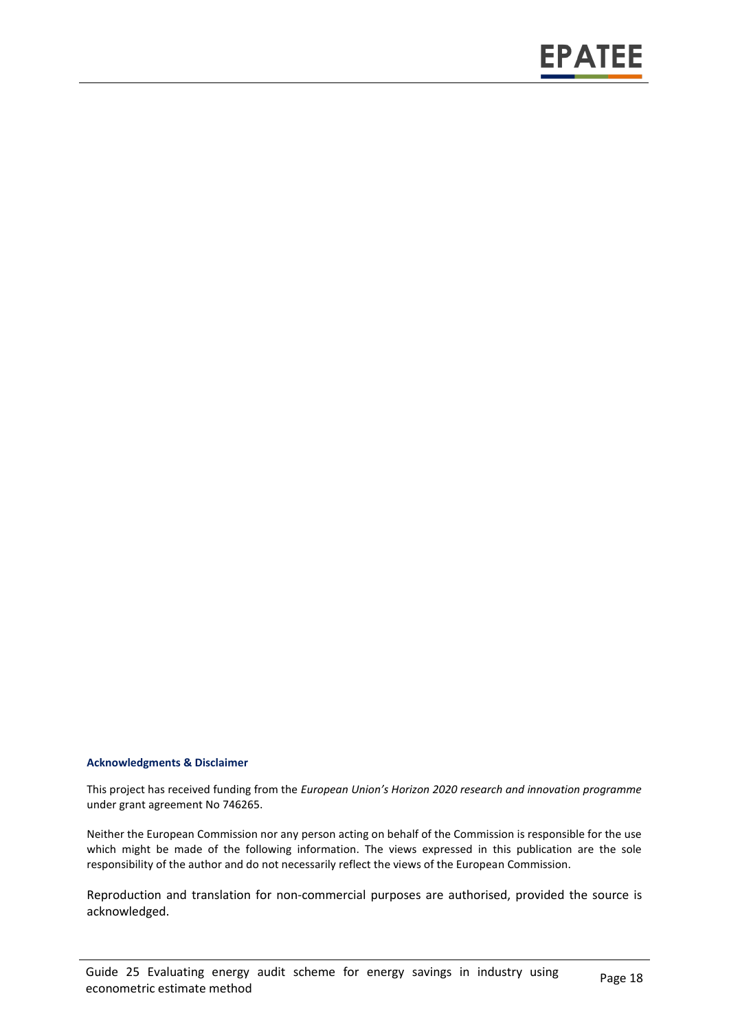**Acknowledgments & Disclaimer**

This project has received funding from the *European Union's Horizon 2020 research and innovation programme* under grant agreement No 746265.

Neither the European Commission nor any person acting on behalf of the Commission is responsible for the use which might be made of the following information. The views expressed in this publication are the sole responsibility of the author and do not necessarily reflect the views of the European Commission.

Reproduction and translation for non-commercial purposes are authorised, provided the source is acknowledged.